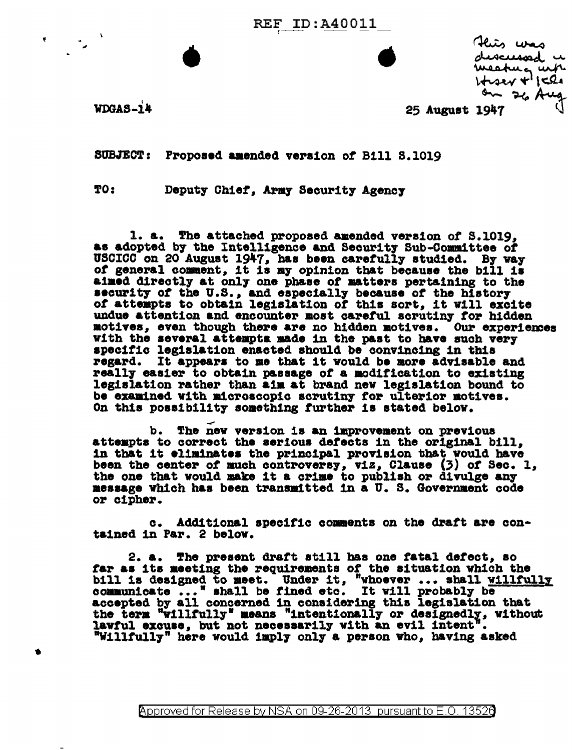REF ID:A40011

This was discussed in meeting with Hiser & Kdl on 26 Aug

WDGAS-14

25 August 1947

SUBJECT: Proposed amended version of Bill S.1019

TO: Deputy Chief, Army Security Agency

1. a. The attached proposed amended version of S.1019, as adopted by the Intelligence and Security Sub-Committee of USCICC on 20 August 1947, has been carefully studied. By way of general comment, it is my opinion that because the bill is aimed directly at only one phase of matters pertaining to the security of the U.S., and especially because of the history of attempts to obtain legislation of this sort, it will excite undue attention and encounter most careful scrutiny for hidden motives, even though there are no hidden motives. Our experiences with the several attempts made in the past to have such very specific legislation enacted should be convincing in this regard. It appears to me that it would be more advisable and really easier to obtain passage of a modification to existing legislation rather than aim at brand new legislation bound to be examined with microscopic scrutiny for ulterior motives. On this possibility something further is stated below.

b. The new version is an improvement on previous attempts to correct the serious defects in the original bill, in that it eliminates the principal provision that would have been the center of much controversy, viz, Clause (3) of Sec. 1, the one that would make it a crime to publish or divulge any message which has been transmitted in a U. S. Government code or cipher.

c. Additional specific comments on the draft are contained in Par. 2 below.

2. a. The present draft still has one fatal defect, so far as its meeting the requirements of the situation which the bill is designed to meet. Under it, "whoever ... shall <u>willfully</u> communicate ..." shall be fined etc. It will probably be accepted by all concerned in considering this legislation that the term "willfully" means "intentionally or designedly, without lawful excuse, but not necessarily with an evil intent". "Willfully" here would imply only a person who, having asked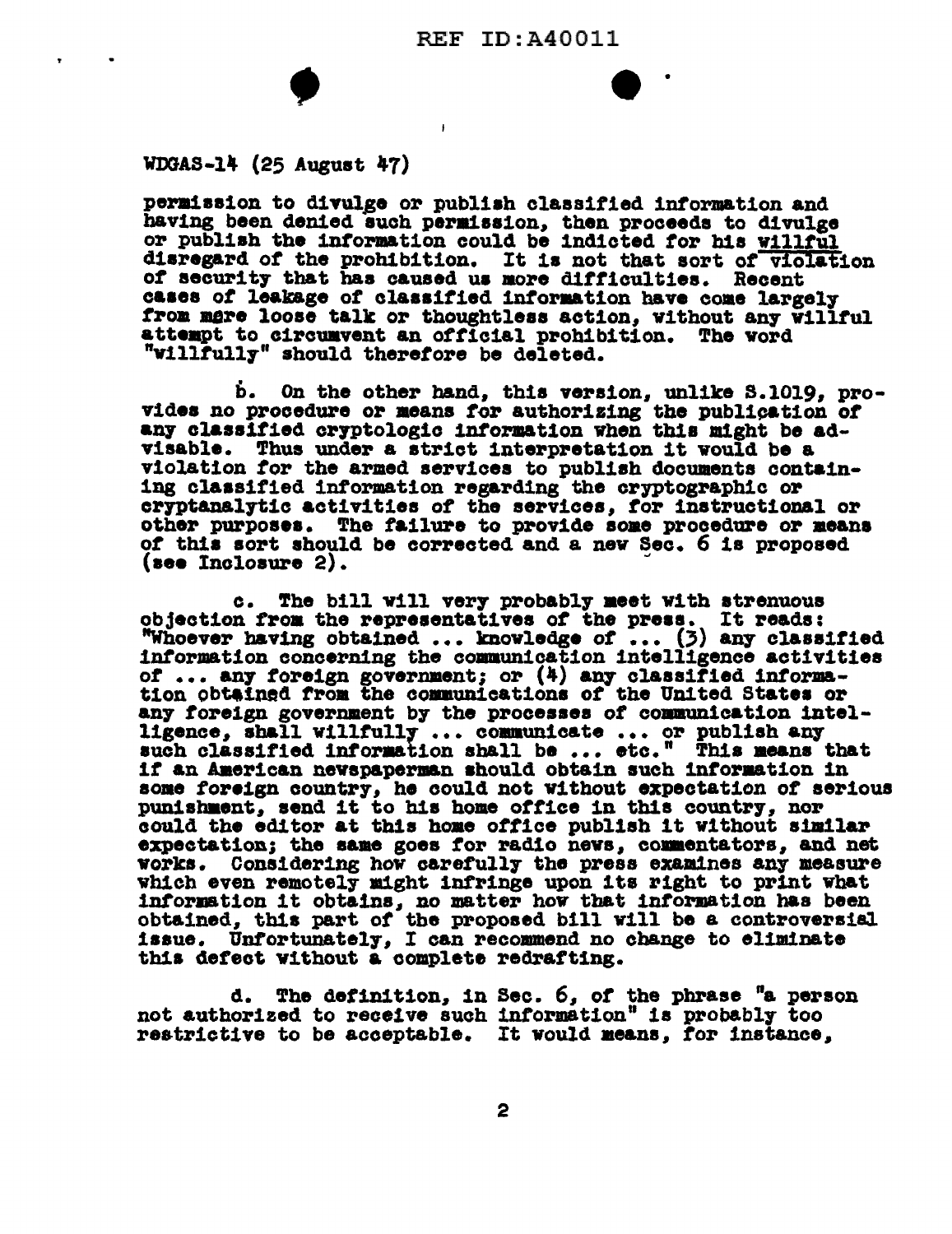WDGAS-14 (25 August 47)

permission to divulge or publish classified information and having been denied such permission, then proceeds to divulge or publish the information could be indicted for his willful disregard of the prohibition. It is not that sort of violation of security that has caused us more difficulties. Recent cases of leakage of classified information have come largely from mere loose talk or thoughtless action, without any willful attempt to circumvent an official prohibition. The word "willfully" should therefore be deleted.

b. On the other hand, this version, unlike S.1019, provides no procedure or means for authorizing the publication of any classified cryptologic information when this might be advisable. Thus under a strict interpretation it would be a violation for the armed services to publish documents containing classified information regarding the cryptographic or cryptanalytic activities of the services, for instructional or other purposes. The failure to provide some procedure or means of this sort should be corrected and a new Sec. 6 is proposed (see Inclosure 2).

c. The bill will very probably meet with strenuous objection from the representatives of the press. It reads: "Whoever having obtained ... knowledge of ... (3) any classified information concerning the communication intelligence activities of ... any foreign government; or (4) any classified information obtained from the communications of the United States or any foreign government by the processes of communication intelligence, shall willfully ... communicate ... or publish any such classified information shall be ... etc." This means that if an American newspaperman should obtain such information in some foreign country, he could not without expectation of serious punishment, send it to his home office in this country, nor could the editor at this home office publish it without similar expectation; the same goes for radio news, commentators, and net works. Considering how carefully the press examines any measure which even remotely might infringe upon its right to print what information it obtains, no matter how that information has been obtained, this part of the proposed bill will be a controversial issue. Unfortunately, I can recommend no change to eliminate this defect without a complete redrafting.

d. The definition, in Sec. 6, of the phrase "a person not authorized to receive such information" is probably too restrictive to be acceptable. It would means, for instance,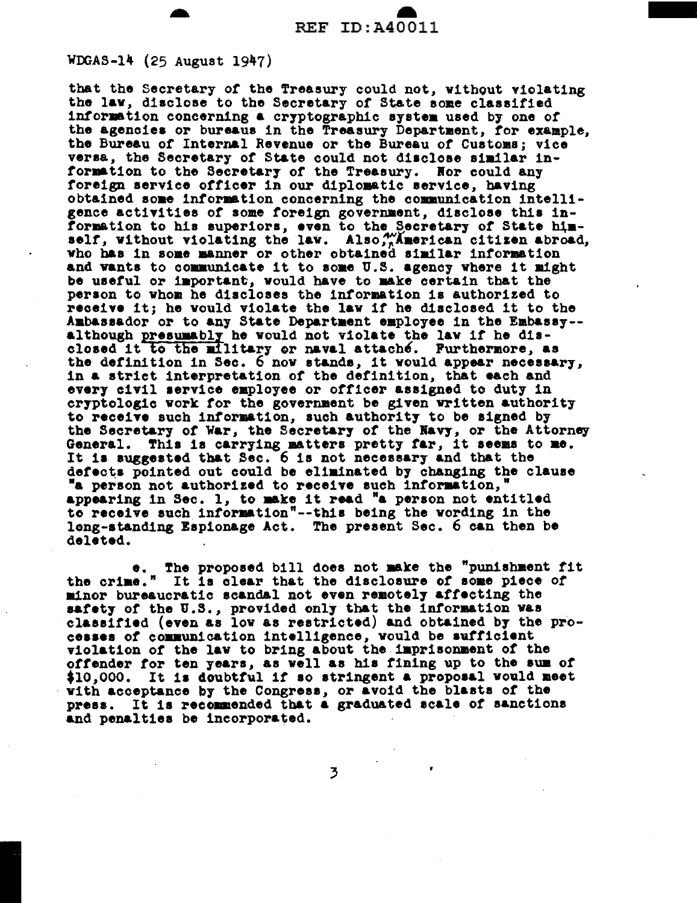WDGAS-14 (25 August 1947)

that the Secretary of the Treasury could not, without violating the law, disclose to the Secretary of State some classified information concerning a cryptographic system used by one of the agencies or bureaus in the Treasury Department, for example, the Bureau of Internal Revenue or the Bureau of Customs; vice versa, the Secretary of State could not disclose similar information to the Secretary of the Treasury. Nor could any foreign service officer in our diplomatic service, having obtained some information concerning the communication intelligence activities of some foreign government, disclose this information to his superiors, even to the Secretary of State himself, without violating the law. Also, an American citizen abroad, who has in some manner or other obtained similar information and wants to communicate it to some U.S. agency where it might be useful or important, would have to make certain that the person to whom he discloses the information is authorized to receive it; he would violate the law if he disclosed it to the Ambassador or to any State Department employee in the Embassy--although presumably he would not violate the law if he disclosed it to the military or naval attaché. Furthermore, as the definition in Sec. 6 now stands, it would appear necessary, in a strict interpretation of the definition, that each and every civil service employee or officer assigned to duty in cryptologic work for the government be given written authority to receive such information, such authority to be signed by the Secretary of War, the Secretary of the Navy, or the Attorney General. This is carrying matters pretty far, it seems to me. It is suggested that Sec. 6 is not necessary and that the defects pointed out could be eliminated by changing the clause "a person not authorized to receive such information," appearing in Sec. 1, to make it read "a person not entitled to receive such information"--this being the wording in the long-standing Espionage Act. The present Sec. 6 can then be deleted.

e. The proposed bill does not make the "punishment fit the crime." It is clear that the disclosure of some piece of minor bureaucratic scandal not even remotely affecting the safety of the U.S., provided only that the information was classified (even as low as restricted) and obtained by the processes of communication intelligence, would be sufficient violation of the law to bring about the imprisonment of the offender for ten years, as well as his fining up to the sum of $10,000. It is doubtful if so stringent a proposal would meet with acceptance by the Congress, or avoid the blasts of the press. It is recommended that a graduated scale of sanctions and penalties be incorporated.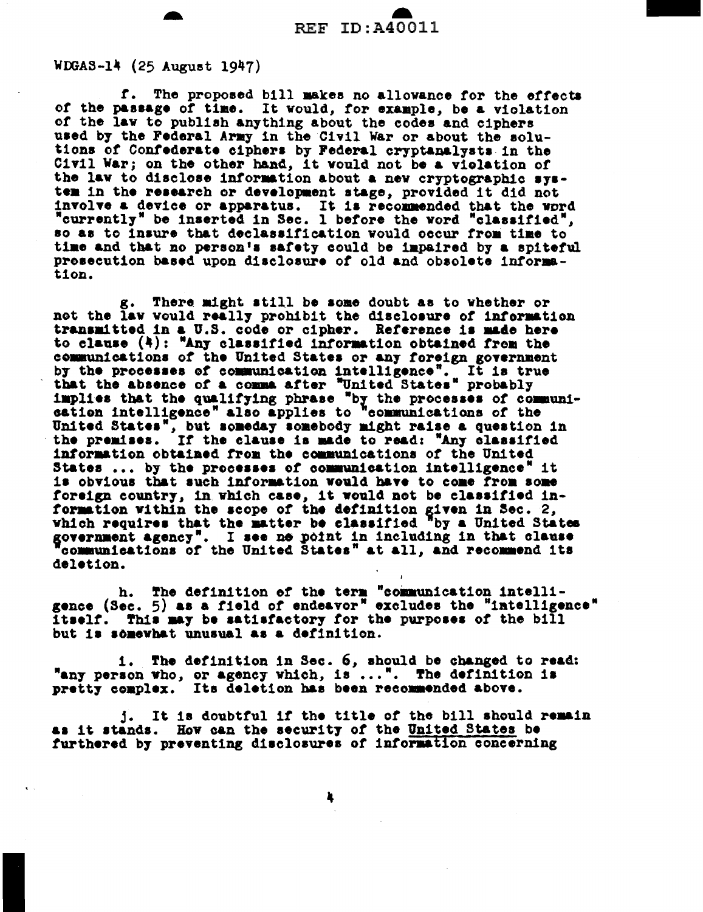WDGAS-14 (25 August 1947)

f. The proposed bill makes no allowance for the effects of the passage of time. It would, for example, be a violation of the law to publish anything about the codes and ciphers used by the Federal Army in the Civil War or about the solutions of Confederate ciphers by Federal cryptanalysts in the Civil War; on the other hand, it would not be a violation of the law to disclose information about a new cryptographic system in the research or development stage, provided it did not involve a device or apparatus. It is recommended that the word "currently" be inserted in Sec. 1 before the word "classified", so as to insure that declassification would occur from time to time and that no person's safety could be impaired by a spiteful prosecution based upon disclosure of old and obsolete information.

g. There might still be some doubt as to whether or not the law would really prohibit the disclosure of information transmitted in a U.S. code or cipher. Reference is made here to clause (4): "Any classified information obtained from the communications of the United States or any foreign government by the processes of communication intelligence". It is true that the absence of a comma after "United States" probably implies that the qualifying phrase "by the processes of communication intelligence" also applies to "communications of the United States", but someday somebody might raise a question in the premises. If the clause is made to read: "Any classified information obtained from the communications of the United States ... by the processes of communication intelligence" it is obvious that such information would have to come from some foreign country, in which case, it would not be classified information within the scope of the definition given in Sec. 2, which requires that the matter be classified "by a United States government agency". I see no point in including in that clause "communications of the United States" at all, and recommend its deletion.

h. The definition of the term "communication intelligence (Sec. 5) as a field of endeavor" excludes the "intelligence" itself. This may be satisfactory for the purposes of the bill but is somewhat unusual as a definition.

i. The definition in Sec. 6, should be changed to read: "any person who, or agency which, is ...". The definition is pretty complex. Its deletion has been recommended above.

j. It is doubtful if the title of the bill should remain as it stands. How can the security of the United States be furthered by preventing disclosures of information concerning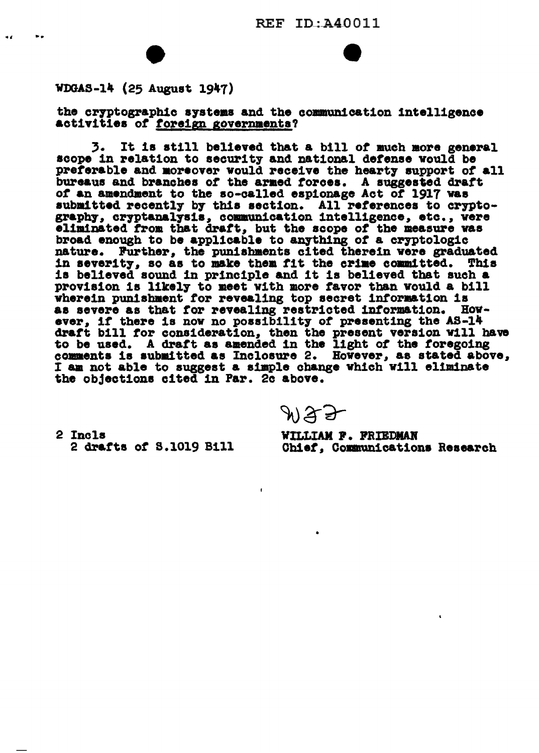WDGAS-14 (25 August 1947)

the cryptographic systems and the communication intelligence activities of <u>foreign governments</u>?

3. It is still believed that a bill of much more general scope in relation to security and national defense would be preferable and moreover would receive the hearty support of all bureaus and branches of the armed forces. A suggested draft of an amendment to the so-called espionage Act of 1917 was submitted recently by this section. All references to cryptography, cryptanalysis, communication intelligence, etc., were eliminated from that draft, but the scope of the measure was broad enough to be applicable to anything of a cryptologic nature. Further, the punishments cited therein were graduated in severity, so as to make them fit the crime committed. This is believed sound in principle and it is believed that such a provision is likely to meet with more favor than would a bill wherein punishment for revealing top secret information is as severe as that for revealing restricted information. However, if there is now no possibility of presenting the AS-14 draft bill for consideration, then the present version will have to be used. A draft as amended in the light of the foregoing comments is submitted as Inclosure 2. However, as stated above, I am not able to suggest a simple change which will eliminate the objections cited in Par. 2c above.

WFF

2 Incls
2 drafts of S.1019 Bill

WILLIAM F. FRIEDMAN
Chief, Communications Research